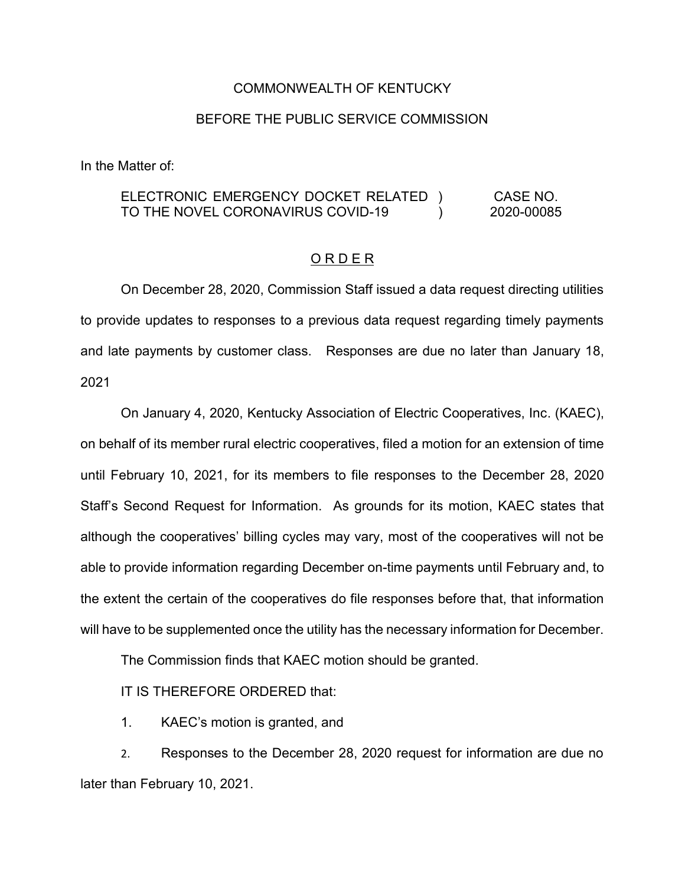COMMONWEALTH OF KENTUCKY

BEFORE THE PUBLIC SERVICE COMMISSION

In the Matter of:

| | | |
|---|---|---|
| ELECTRONIC EMERGENCY DOCKET RELATED TO THE NOVEL CORONAVIRUS COVID-19 | ) ) | CASE NO. 2020-00085 |

## ORDER

On December 28, 2020, Commission Staff issued a data request directing utilities to provide updates to responses to a previous data request regarding timely payments and late payments by customer class. Responses are due no later than January 18, 2021

On January 4, 2020, Kentucky Association of Electric Cooperatives, Inc. (KAEC), on behalf of its member rural electric cooperatives, filed a motion for an extension of time until February 10, 2021, for its members to file responses to the December 28, 2020 Staff's Second Request for Information. As grounds for its motion, KAEC states that although the cooperatives' billing cycles may vary, most of the cooperatives will not be able to provide information regarding December on-time payments until February and, to the extent the certain of the cooperatives do file responses before that, that information will have to be supplemented once the utility has the necessary information for December.

The Commission finds that KAEC motion should be granted.

IT IS THEREFORE ORDERED that:

1. KAEC's motion is granted, and
2. Responses to the December 28, 2020 request for information are due no later than February 10, 2021.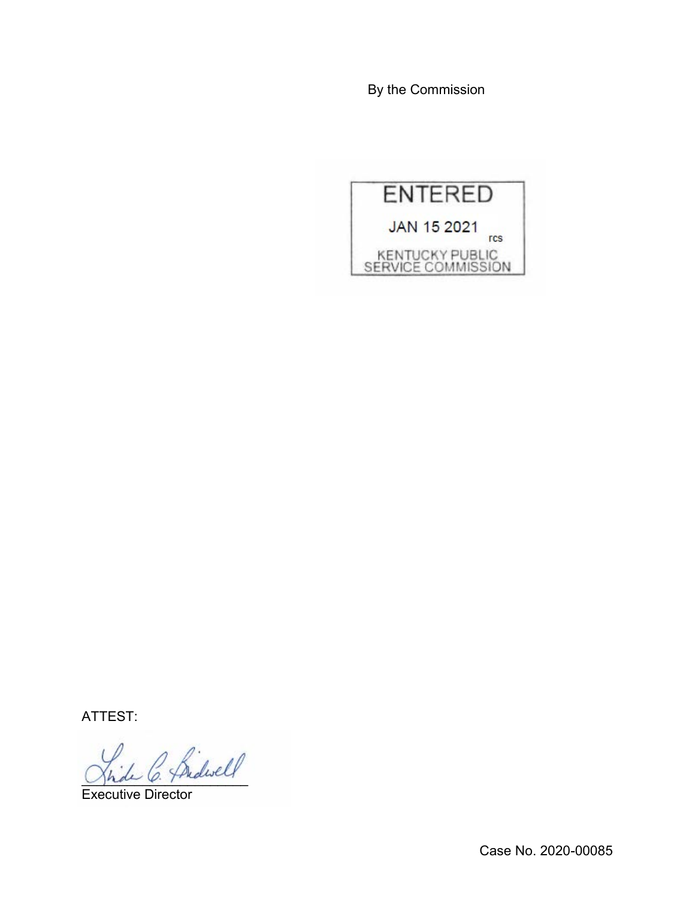By the Commission

ENTERED

JAN 15 2021

rcs

KENTUCKY PUBLIC SERVICE COMMISSION

ATTEST:

Executive Director

Case No. 2020-00085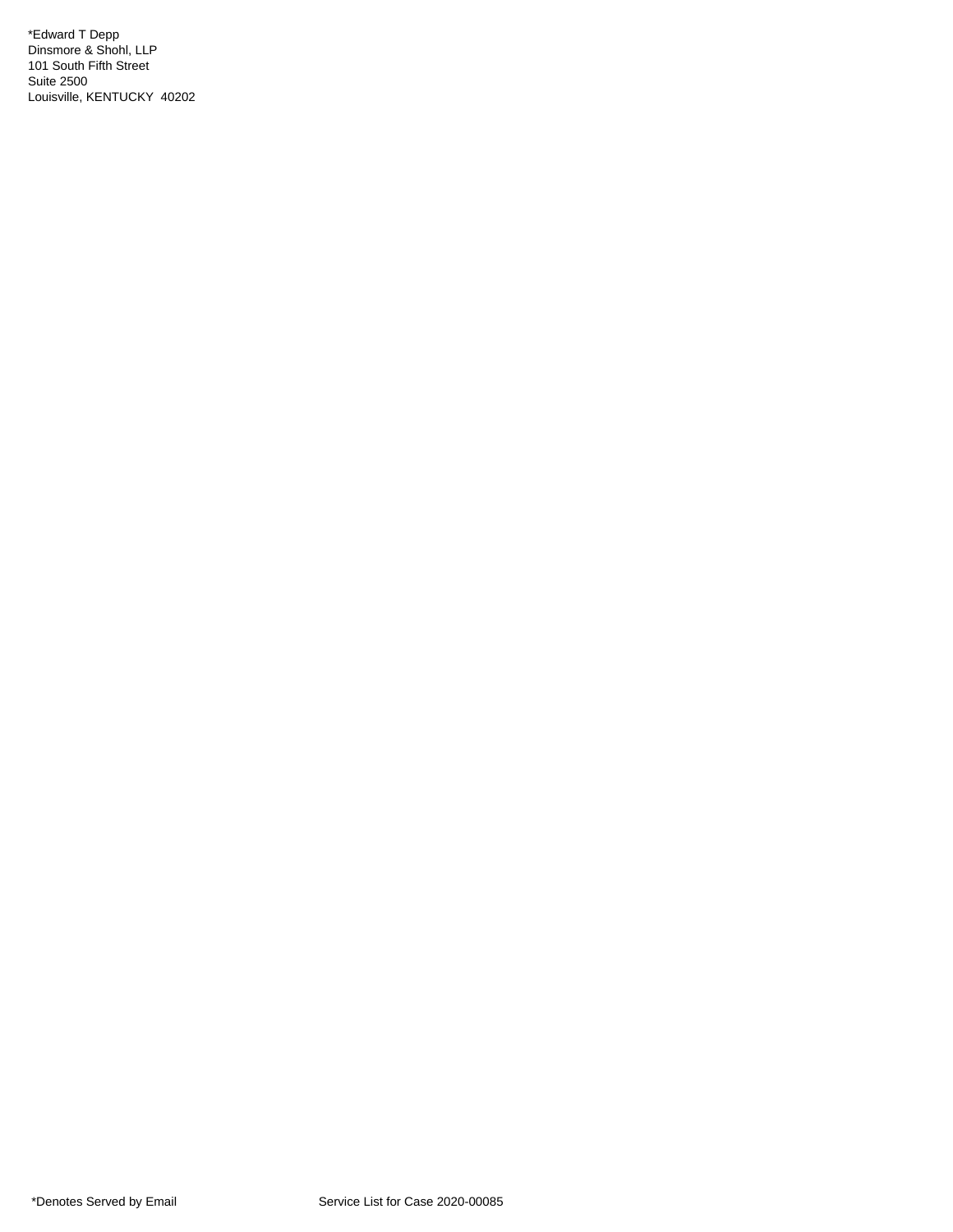*Edward T Depp
Dinsmore & Shohl, LLP
101 South Fifth Street
Suite 2500
Louisville, KENTUCKY  40202

*Denotes Served by Email

Service List for Case 2020-00085